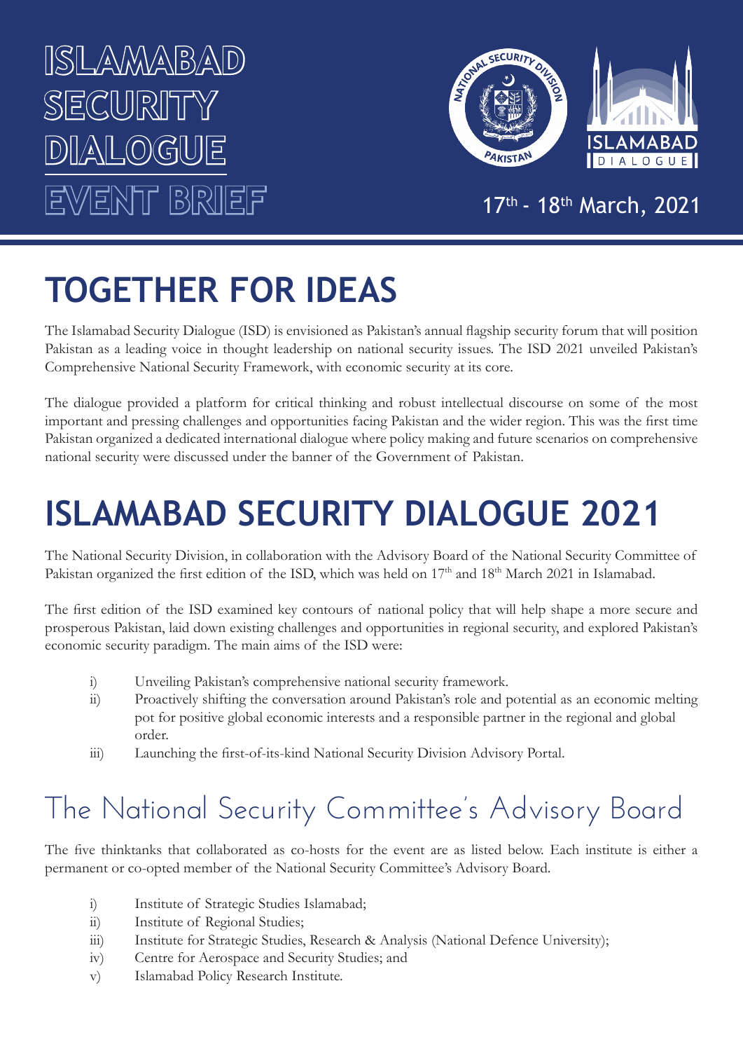# ISLAMABAD SECURITY DIALOGUE

## EVENT BRIEF

17th - 18th March, 2021

# TOGETHER FOR IDEAS

The Islamabad Security Dialogue (ISD) is envisioned as Pakistan's annual flagship security forum that will position Pakistan as a leading voice in thought leadership on national security issues. The ISD 2021 unveiled Pakistan's Comprehensive National Security Framework, with economic security at its core.

The dialogue provided a platform for critical thinking and robust intellectual discourse on some of the most important and pressing challenges and opportunities facing Pakistan and the wider region. This was the first time Pakistan organized a dedicated international dialogue where policy making and future scenarios on comprehensive national security were discussed under the banner of the Government of Pakistan.

# ISLAMABAD SECURITY DIALOGUE 2021

The National Security Division, in collaboration with the Advisory Board of the National Security Committee of Pakistan organized the first edition of the ISD, which was held on 17th and 18th March 2021 in Islamabad.

The first edition of the ISD examined key contours of national policy that will help shape a more secure and prosperous Pakistan, laid down existing challenges and opportunities in regional security, and explored Pakistan's economic security paradigm. The main aims of the ISD were:

i) Unveiling Pakistan's comprehensive national security framework.
ii) Proactively shifting the conversation around Pakistan's role and potential as an economic melting pot for positive global economic interests and a responsible partner in the regional and global order.
iii) Launching the first-of-its-kind National Security Division Advisory Portal.

## The National Security Committee's Advisory Board

The five thinktanks that collaborated as co-hosts for the event are as listed below. Each institute is either a permanent or co-opted member of the National Security Committee's Advisory Board.

i) Institute of Strategic Studies Islamabad;
ii) Institute of Regional Studies;
iii) Institute for Strategic Studies, Research & Analysis (National Defence University);
iv) Centre for Aerospace and Security Studies; and
v) Islamabad Policy Research Institute.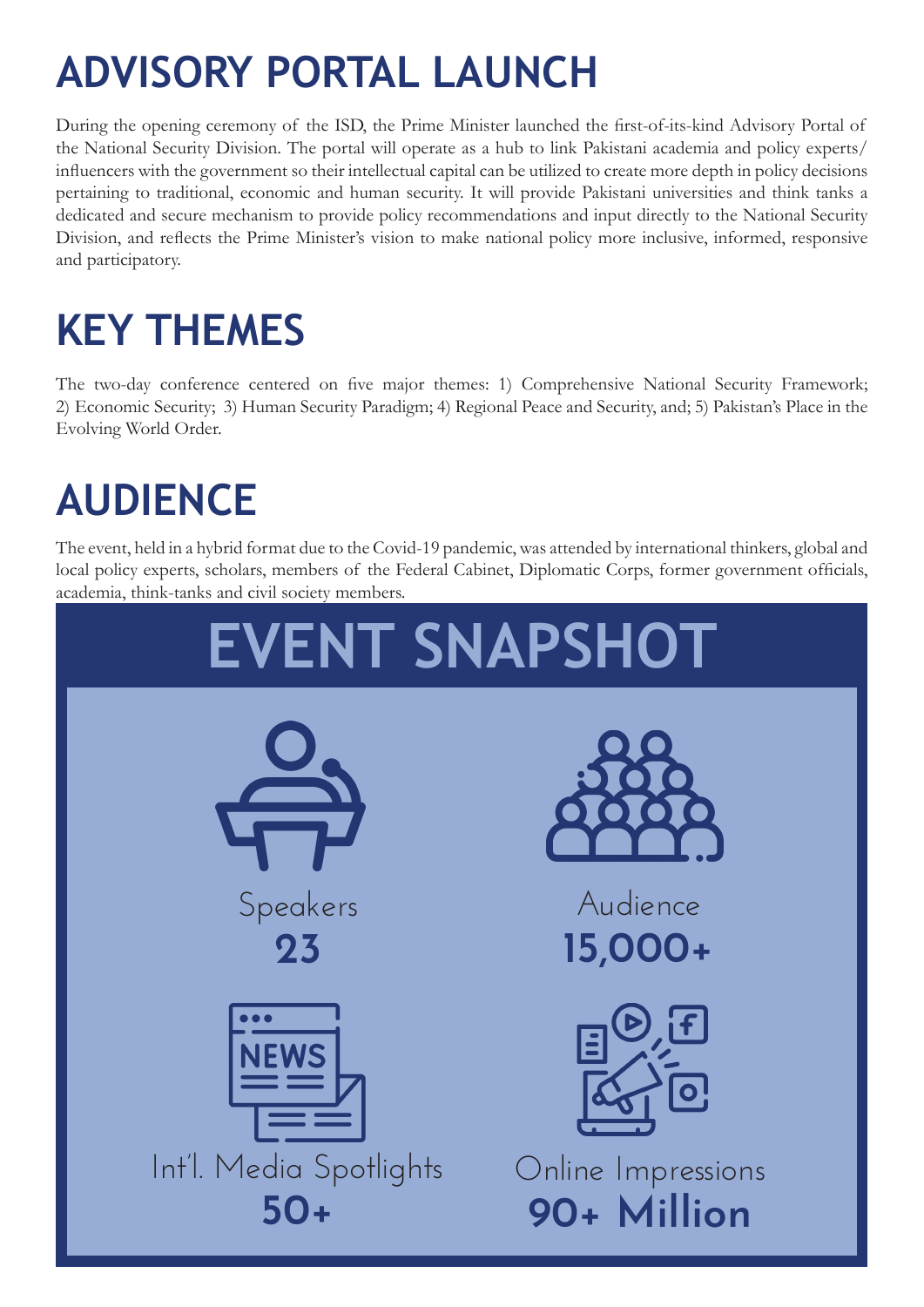# ADVISORY PORTAL LAUNCH

During the opening ceremony of the ISD, the Prime Minister launched the first-of-its-kind Advisory Portal of the National Security Division. The portal will operate as a hub to link Pakistani academia and policy experts/ influencers with the government so their intellectual capital can be utilized to create more depth in policy decisions pertaining to traditional, economic and human security. It will provide Pakistani universities and think tanks a dedicated and secure mechanism to provide policy recommendations and input directly to the National Security Division, and reflects the Prime Minister's vision to make national policy more inclusive, informed, responsive and participatory.

# KEY THEMES

The two-day conference centered on five major themes: 1) Comprehensive National Security Framework; 2) Economic Security; 3) Human Security Paradigm; 4) Regional Peace and Security, and; 5) Pakistan's Place in the Evolving World Order.

# AUDIENCE

The event, held in a hybrid format due to the Covid-19 pandemic, was attended by international thinkers, global and local policy experts, scholars, members of the Federal Cabinet, Diplomatic Corps, former government officials, academia, think-tanks and civil society members.

# EVENT SNAPSHOT

Speakers
**23**

Audience
**15,000+**

Int'l. Media Spotlights
**50+**

Online Impressions
**90+ Million**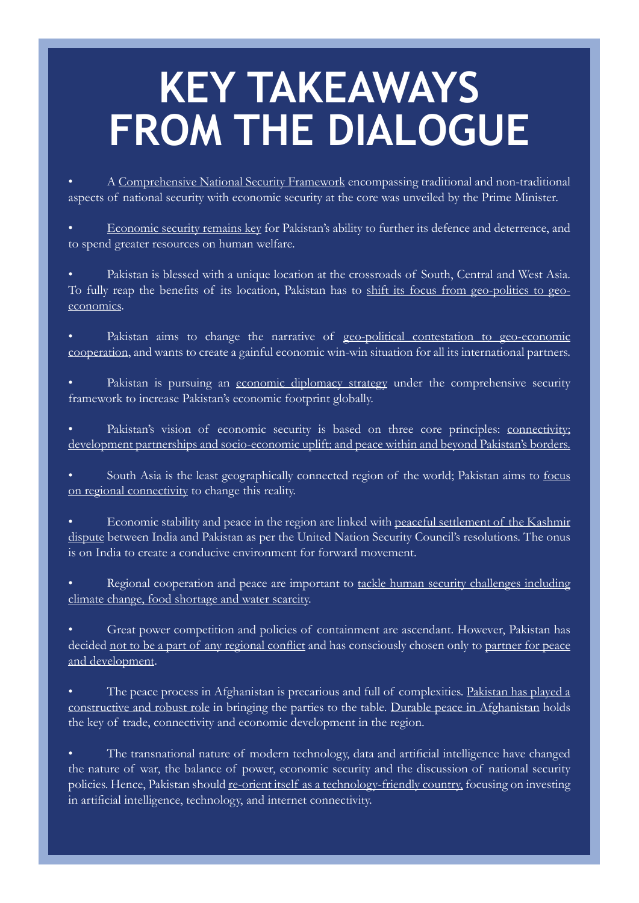# KEY TAKEAWAYS FROM THE DIALOGUE

- A <u>Comprehensive National Security Framework</u> encompassing traditional and non-traditional aspects of national security with economic security at the core was unveiled by the Prime Minister.

- <u>Economic security remains key</u> for Pakistan's ability to further its defence and deterrence, and to spend greater resources on human welfare.

- Pakistan is blessed with a unique location at the crossroads of South, Central and West Asia. To fully reap the benefits of its location, Pakistan has to <u>shift its focus from geo-politics to geo-economics</u>.

- Pakistan aims to change the narrative of <u>geo-political contestation to geo-economic cooperation</u>, and wants to create a gainful economic win-win situation for all its international partners.

- Pakistan is pursuing an <u>economic diplomacy strategy</u> under the comprehensive security framework to increase Pakistan's economic footprint globally.

- Pakistan's vision of economic security is based on three core principles: <u>connectivity; development partnerships and socio-economic uplift; and peace within and beyond Pakistan's borders.</u>

- South Asia is the least geographically connected region of the world; Pakistan aims to <u>focus on regional connectivity</u> to change this reality.

- Economic stability and peace in the region are linked with <u>peaceful settlement of the Kashmir dispute</u> between India and Pakistan as per the United Nation Security Council's resolutions. The onus is on India to create a conducive environment for forward movement.

- Regional cooperation and peace are important to <u>tackle human security challenges including climate change, food shortage and water scarcity</u>.

- Great power competition and policies of containment are ascendant. However, Pakistan has decided <u>not to be a part of any regional conflict</u> and has consciously chosen only to <u>partner for peace and development</u>.

- The peace process in Afghanistan is precarious and full of complexities. <u>Pakistan has played a constructive and robust role</u> in bringing the parties to the table. <u>Durable peace in Afghanistan</u> holds the key of trade, connectivity and economic development in the region.

- The transnational nature of modern technology, data and artificial intelligence have changed the nature of war, the balance of power, economic security and the discussion of national security policies. Hence, Pakistan should <u>re-orient itself as a technology-friendly country,</u> focusing on investing in artificial intelligence, technology, and internet connectivity.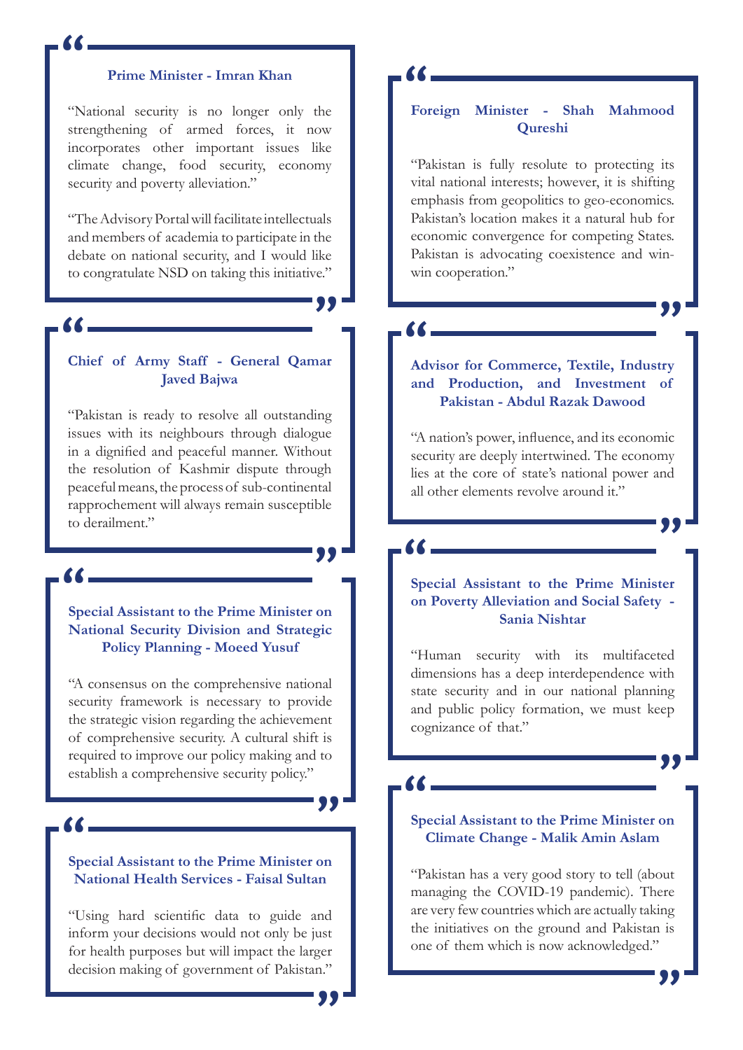**Prime Minister - Imran Khan**

"National security is no longer only the strengthening of armed forces, it now incorporates other important issues like climate change, food security, economy security and poverty alleviation."

"The Advisory Portal will facilitate intellectuals and members of academia to participate in the debate on national security, and I would like to congratulate NSD on taking this initiative."

**Chief of Army Staff - General Qamar Javed Bajwa**

"Pakistan is ready to resolve all outstanding issues with its neighbours through dialogue in a dignified and peaceful manner. Without the resolution of Kashmir dispute through peaceful means, the process of sub-continental rapprochement will always remain susceptible to derailment."

**Special Assistant to the Prime Minister on National Security Division and Strategic Policy Planning - Moeed Yusuf**

"A consensus on the comprehensive national security framework is necessary to provide the strategic vision regarding the achievement of comprehensive security. A cultural shift is required to improve our policy making and to establish a comprehensive security policy."

**Special Assistant to the Prime Minister on National Health Services - Faisal Sultan**

"Using hard scientific data to guide and inform your decisions would not only be just for health purposes but will impact the larger decision making of government of Pakistan."

**Foreign Minister - Shah Mahmood Qureshi**

"Pakistan is fully resolute to protecting its vital national interests; however, it is shifting emphasis from geopolitics to geo-economics. Pakistan's location makes it a natural hub for economic convergence for competing States. Pakistan is advocating coexistence and win-win cooperation."

**Advisor for Commerce, Textile, Industry and Production, and Investment of Pakistan - Abdul Razak Dawood**

"A nation's power, influence, and its economic security are deeply intertwined. The economy lies at the core of state's national power and all other elements revolve around it."

**Special Assistant to the Prime Minister on Poverty Alleviation and Social Safety - Sania Nishtar**

"Human security with its multifaceted dimensions has a deep interdependence with state security and in our national planning and public policy formation, we must keep cognizance of that."

**Special Assistant to the Prime Minister on Climate Change - Malik Amin Aslam**

"Pakistan has a very good story to tell (about managing the COVID-19 pandemic). There are very few countries which are actually taking the initiatives on the ground and Pakistan is one of them which is now acknowledged."